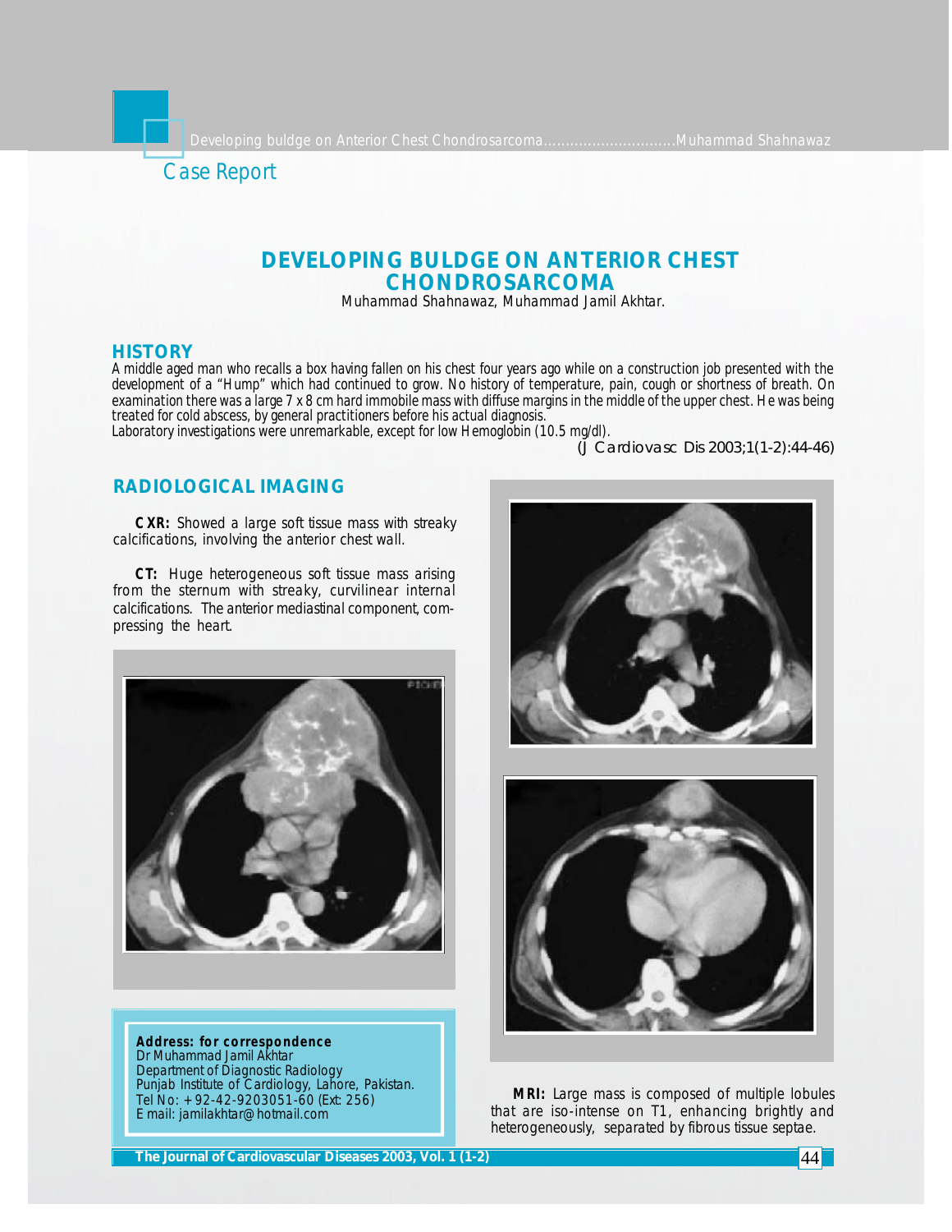Case Report

# DEVELOPING BULDGE ON ANTERIOR CHEST CHONDROSARCOMA

Muhammad Shahnawaz, Muhammad Jamil Akhtar.

## HISTORY

A middle aged man who recalls a box having fallen on his chest four years ago while on a construction job presented with the development of a "Hump" which had continued to grow. No history of temperature, pain, cough or shortness of breath. On examination there was a large 7 x 8 cm hard immobile mass with diffuse margins in the middle of the upper chest. He was being treated for cold abscess, by general practitioners before his actual diagnosis.
Laboratory investigations were unremarkable, except for low Hemoglobin (10.5 mg/dl).

(J Cardiovasc Dis 2003;1(1-2):44-46)

## RADIOLOGICAL IMAGING

**CXR:** Showed a large soft tissue mass with streaky calcifications, involving the anterior chest wall.

**CT:** Huge heterogeneous soft tissue mass arising from the sternum with streaky, curvilinear internal calcifications. The anterior mediastinal component, compressing the heart.

**MRI:** Large mass is composed of multiple lobules that are iso-intense on T1, enhancing brightly and heterogeneously, separated by fibrous tissue septae.

**Address: for correspondence**
Dr Muhammad Jamil Akhtar
Department of Diagnostic Radiology
Punjab Institute of Cardiology, Lahore, Pakistan.
Tel No: +92-42-9203051-60 (Ext: 256)
E mail: jamilakhtar@hotmail.com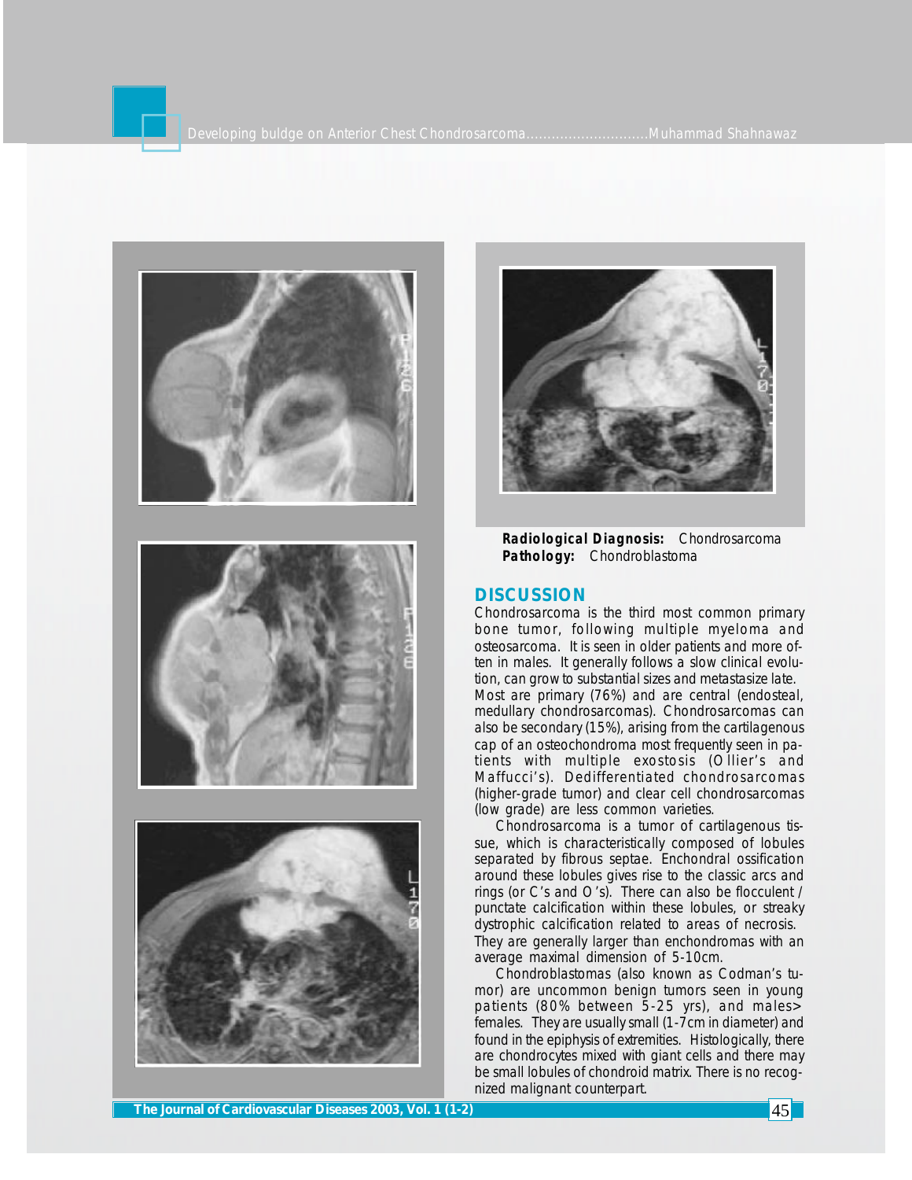**Radiological Diagnosis:** Chondrosarcoma
**Pathology:** Chondroblastoma

## DISCUSSION

Chondrosarcoma is the third most common primary bone tumor, following multiple myeloma and osteosarcoma. It is seen in older patients and more often in males. It generally follows a slow clinical evolution, can grow to substantial sizes and metastasize late. Most are primary (76%) and are central (endosteal, medullary chondrosarcomas). Chondrosarcomas can also be secondary (15%), arising from the cartilagenous cap of an osteochondroma most frequently seen in patients with multiple exostosis (Ollier's and Maffucci's). Dedifferentiated chondrosarcomas (higher-grade tumor) and clear cell chondrosarcomas (low grade) are less common varieties.

Chondrosarcoma is a tumor of cartilagenous tissue, which is characteristically composed of lobules separated by fibrous septae. Enchondral ossification around these lobules gives rise to the classic arcs and rings (or C's and O's). There can also be flocculent / punctate calcification within these lobules, or streaky dystrophic calcification related to areas of necrosis. They are generally larger than enchondromas with an average maximal dimension of 5-10cm.

Chondroblastomas (also known as Codman's tumor) are uncommon benign tumors seen in young patients (80% between 5-25 yrs), and males> females. They are usually small (1-7cm in diameter) and found in the epiphysis of extremities. Histologically, there are chondrocytes mixed with giant cells and there may be small lobules of chondroid matrix. There is no recognized malignant counterpart.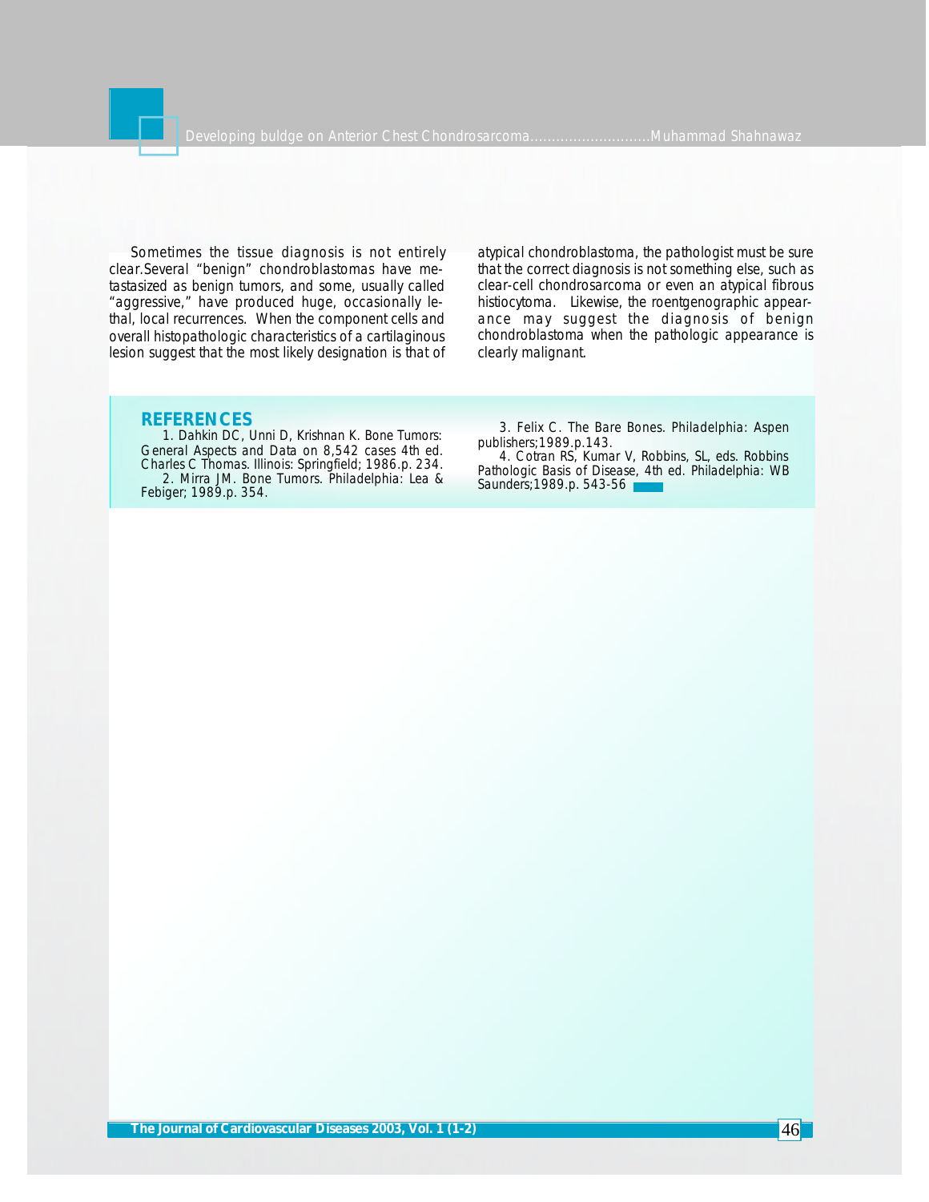Sometimes the tissue diagnosis is not entirely clear.Several "benign" chondroblastomas have metastasized as benign tumors, and some, usually called "aggressive," have produced huge, occasionally lethal, local recurrences. When the component cells and overall histopathologic characteristics of a cartilaginous lesion suggest that the most likely designation is that of atypical chondroblastoma, the pathologist must be sure that the correct diagnosis is not something else, such as clear-cell chondrosarcoma or even an atypical fibrous histiocytoma. Likewise, the roentgenographic appearance may suggest the diagnosis of benign chondroblastoma when the pathologic appearance is clearly malignant.

## REFERENCES

1. Dahkin DC, Unni D, Krishnan K. Bone Tumors: General Aspects and Data on 8,542 cases 4th ed. Charles C Thomas. Illinois: Springfield; 1986.p. 234.
2. Mirra JM. Bone Tumors. Philadelphia: Lea & Febiger; 1989.p. 354.
3. Felix C. The Bare Bones. Philadelphia: Aspen publishers;1989.p.143.
4. Cotran RS, Kumar V, Robbins, SL, eds. Robbins Pathologic Basis of Disease, 4th ed. Philadelphia: WB Saunders;1989.p. 543-56